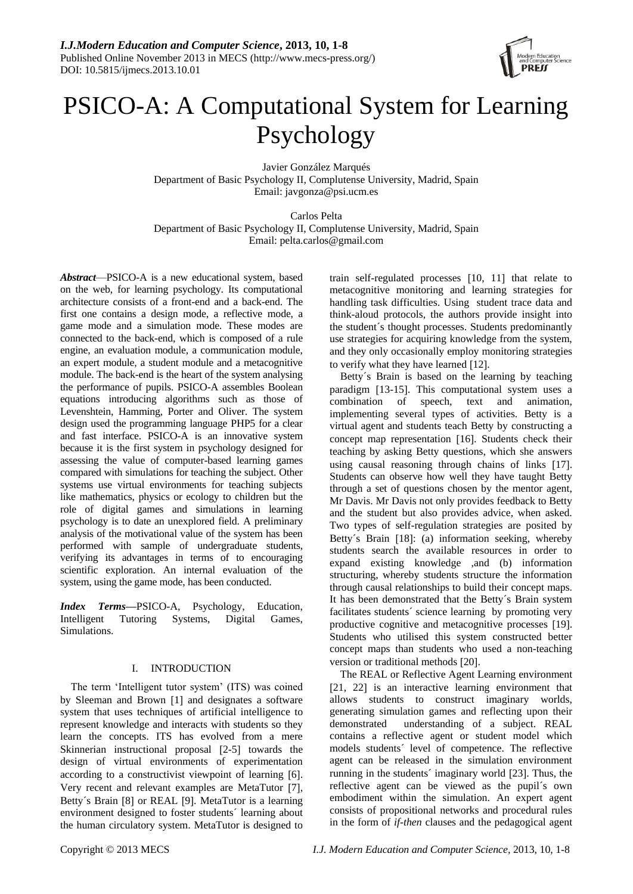# PSICO-A: A Computational System for Learning Psychology

Javier González Marqués
Department of Basic Psychology II, Complutense University, Madrid, Spain
Email: javgonza@psi.ucm.es

Carlos Pelta
Department of Basic Psychology II, Complutense University, Madrid, Spain
Email: pelta.carlos@gmail.com

***Abstract*****—**PSICO-A is a new educational system, based on the web, for learning psychology. Its computational architecture consists of a front-end and a back-end. The first one contains a design mode, a reflective mode, a game mode and a simulation mode. These modes are connected to the back-end, which is composed of a rule engine, an evaluation module, a communication module, an expert module, a student module and a metacognitive module. The back-end is the heart of the system analysing the performance of pupils. PSICO-A assembles Boolean equations introducing algorithms such as those of Levenshtein, Hamming, Porter and Oliver. The system design used the programming language PHP5 for a clear and fast interface. PSICO-A is an innovative system because it is the first system in psychology designed for assessing the value of computer-based learning games compared with simulations for teaching the subject. Other systems use virtual environments for teaching subjects like mathematics, physics or ecology to children but the role of digital games and simulations in learning psychology is to date an unexplored field. A preliminary analysis of the motivational value of the system has been performed with sample of undergraduate students, verifying its advantages in terms of to encouraging scientific exploration. An internal evaluation of the system, using the game mode, has been conducted.

***Index Terms*****—**PSICO-A, Psychology, Education, Intelligent Tutoring Systems, Digital Games, Simulations.

## I. INTRODUCTION

The term 'Intelligent tutor system' (ITS) was coined by Sleeman and Brown [1] and designates a software system that uses techniques of artificial intelligence to represent knowledge and interacts with students so they learn the concepts. ITS has evolved from a mere Skinnerian instructional proposal [2-5] towards the design of virtual environments of experimentation according to a constructivist viewpoint of learning [6]. Very recent and relevant examples are MetaTutor [7], Betty´s Brain [8] or REAL [9]. MetaTutor is a learning environment designed to foster students´ learning about the human circulatory system. MetaTutor is designed to train self-regulated processes [10, 11] that relate to metacognitive monitoring and learning strategies for handling task difficulties. Using student trace data and think-aloud protocols, the authors provide insight into the student´s thought processes. Students predominantly use strategies for acquiring knowledge from the system, and they only occasionally employ monitoring strategies to verify what they have learned [12].

Betty´s Brain is based on the learning by teaching paradigm [13-15]. This computational system uses a combination of speech, text and animation, implementing several types of activities. Betty is a virtual agent and students teach Betty by constructing a concept map representation [16]. Students check their teaching by asking Betty questions, which she answers using causal reasoning through chains of links [17]. Students can observe how well they have taught Betty through a set of questions chosen by the mentor agent, Mr Davis. Mr Davis not only provides feedback to Betty and the student but also provides advice, when asked. Two types of self-regulation strategies are posited by Betty´s Brain [18]: (a) information seeking, whereby students search the available resources in order to expand existing knowledge ,and (b) information structuring, whereby students structure the information through causal relationships to build their concept maps. It has been demonstrated that the Betty´s Brain system facilitates students´ science learning by promoting very productive cognitive and metacognitive processes [19]. Students who utilised this system constructed better concept maps than students who used a non-teaching version or traditional methods [20].

The REAL or Reflective Agent Learning environment [21, 22] is an interactive learning environment that allows students to construct imaginary worlds, generating simulation games and reflecting upon their demonstrated understanding of a subject. REAL contains a reflective agent or student model which models students´ level of competence. The reflective agent can be released in the simulation environment running in the students´ imaginary world [23]. Thus, the reflective agent can be viewed as the pupil´s own embodiment within the simulation. An expert agent consists of propositional networks and procedural rules in the form of *if-then* clauses and the pedagogical agent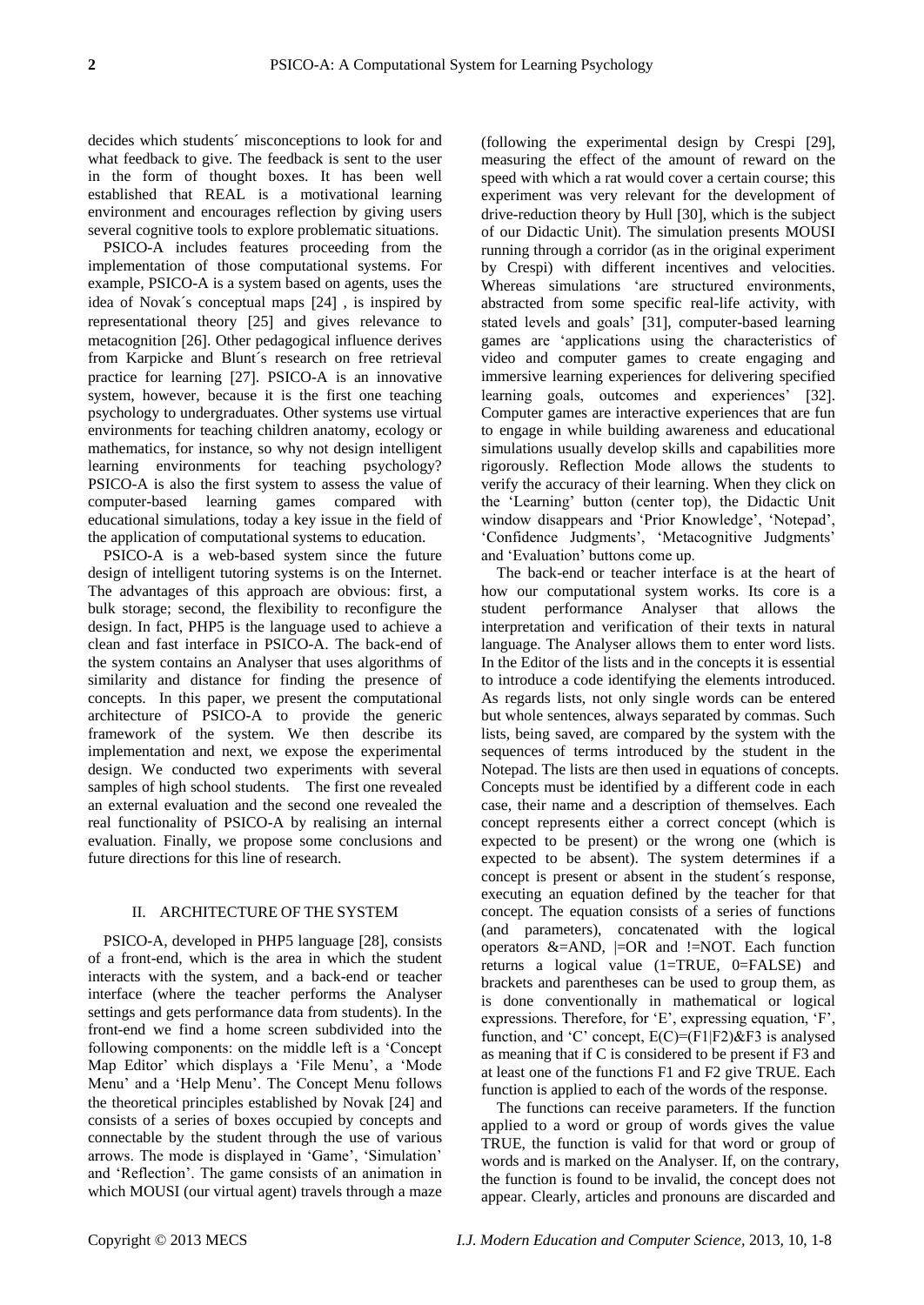decides which students´ misconceptions to look for and what feedback to give. The feedback is sent to the user in the form of thought boxes. It has been well established that REAL is a motivational learning environment and encourages reflection by giving users several cognitive tools to explore problematic situations.

PSICO-A includes features proceeding from the implementation of those computational systems. For example, PSICO-A is a system based on agents, uses the idea of Novak´s conceptual maps [24] , is inspired by representational theory [25] and gives relevance to metacognition [26]. Other pedagogical influence derives from Karpicke and Blunt´s research on free retrieval practice for learning [27]. PSICO-A is an innovative system, however, because it is the first one teaching psychology to undergraduates. Other systems use virtual environments for teaching children anatomy, ecology or mathematics, for instance, so why not design intelligent learning environments for teaching psychology? PSICO-A is also the first system to assess the value of computer-based learning games compared with educational simulations, today a key issue in the field of the application of computational systems to education.

PSICO-A is a web-based system since the future design of intelligent tutoring systems is on the Internet. The advantages of this approach are obvious: first, a bulk storage; second, the flexibility to reconfigure the design. In fact, PHP5 is the language used to achieve a clean and fast interface in PSICO-A. The back-end of the system contains an Analyser that uses algorithms of similarity and distance for finding the presence of concepts. In this paper, we present the computational architecture of PSICO-A to provide the generic framework of the system. We then describe its implementation and next, we expose the experimental design. We conducted two experiments with several samples of high school students. The first one revealed an external evaluation and the second one revealed the real functionality of PSICO-A by realising an internal evaluation. Finally, we propose some conclusions and future directions for this line of research.

## II. ARCHITECTURE OF THE SYSTEM

PSICO-A, developed in PHP5 language [28], consists of a front-end, which is the area in which the student interacts with the system, and a back-end or teacher interface (where the teacher performs the Analyser settings and gets performance data from students). In the front-end we find a home screen subdivided into the following components: on the middle left is a 'Concept Map Editor' which displays a 'File Menu', a 'Mode Menu' and a 'Help Menu'. The Concept Menu follows the theoretical principles established by Novak [24] and consists of a series of boxes occupied by concepts and connectable by the student through the use of various arrows. The mode is displayed in 'Game', 'Simulation' and 'Reflection'. The game consists of an animation in which MOUSI (our virtual agent) travels through a maze (following the experimental design by Crespi [29], measuring the effect of the amount of reward on the speed with which a rat would cover a certain course; this experiment was very relevant for the development of drive-reduction theory by Hull [30], which is the subject of our Didactic Unit). The simulation presents MOUSI running through a corridor (as in the original experiment by Crespi) with different incentives and velocities. Whereas simulations 'are structured environments, abstracted from some specific real-life activity, with stated levels and goals' [31], computer-based learning games are 'applications using the characteristics of video and computer games to create engaging and immersive learning experiences for delivering specified learning goals, outcomes and experiences' [32]. Computer games are interactive experiences that are fun to engage in while building awareness and educational simulations usually develop skills and capabilities more rigorously. Reflection Mode allows the students to verify the accuracy of their learning. When they click on the 'Learning' button (center top), the Didactic Unit window disappears and 'Prior Knowledge', 'Notepad', 'Confidence Judgments', 'Metacognitive Judgments' and 'Evaluation' buttons come up.

The back-end or teacher interface is at the heart of how our computational system works. Its core is a student performance Analyser that allows the interpretation and verification of their texts in natural language. The Analyser allows them to enter word lists. In the Editor of the lists and in the concepts it is essential to introduce a code identifying the elements introduced. As regards lists, not only single words can be entered but whole sentences, always separated by commas. Such lists, being saved, are compared by the system with the sequences of terms introduced by the student in the Notepad. The lists are then used in equations of concepts. Concepts must be identified by a different code in each case, their name and a description of themselves. Each concept represents either a correct concept (which is expected to be present) or the wrong one (which is expected to be absent). The system determines if a concept is present or absent in the student´s response, executing an equation defined by the teacher for that concept. The equation consists of a series of functions (and parameters), concatenated with the logical operators &=AND, |=OR and !=NOT. Each function returns a logical value (1=TRUE, 0=FALSE) and brackets and parentheses can be used to group them, as is done conventionally in mathematical or logical expressions. Therefore, for 'E', expressing equation, 'F', function, and 'C' concept, $E(C)=(F1|F2)\&F3$ is analysed as meaning that if C is considered to be present if F3 and at least one of the functions F1 and F2 give TRUE. Each function is applied to each of the words of the response.

The functions can receive parameters. If the function applied to a word or group of words gives the value TRUE, the function is valid for that word or group of words and is marked on the Analyser. If, on the contrary, the function is found to be invalid, the concept does not appear. Clearly, articles and pronouns are discarded and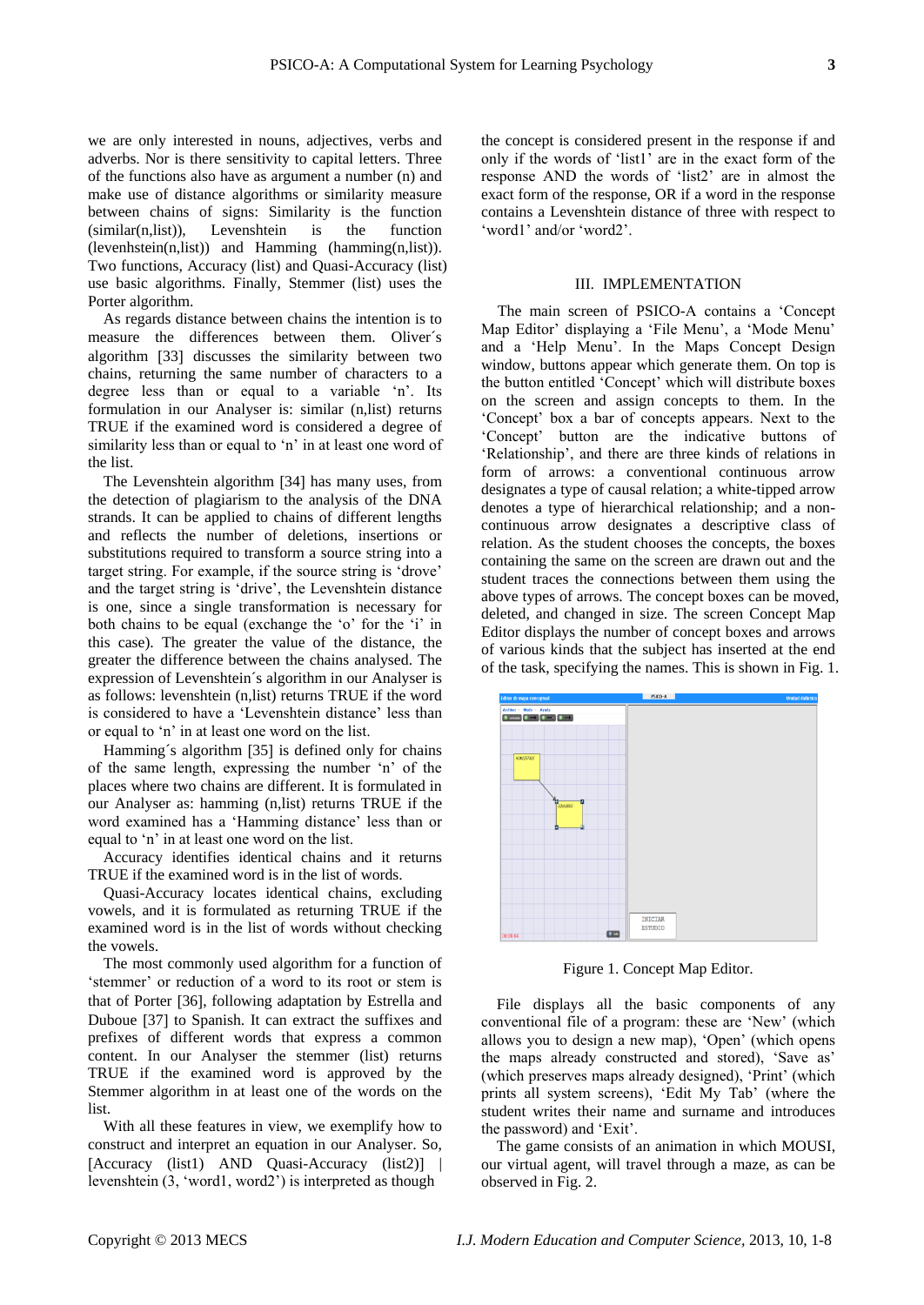we are only interested in nouns, adjectives, verbs and adverbs. Nor is there sensitivity to capital letters. Three of the functions also have as argument a number (n) and make use of distance algorithms or similarity measure between chains of signs: Similarity is the function (similar(n,list)), Levenshtein is the function (levenhstein(n,list)) and Hamming (hamming(n,list)). Two functions, Accuracy (list) and Quasi-Accuracy (list) use basic algorithms. Finally, Stemmer (list) uses the Porter algorithm.

As regards distance between chains the intention is to measure the differences between them. Oliver´s algorithm [33] discusses the similarity between two chains, returning the same number of characters to a degree less than or equal to a variable 'n'. Its formulation in our Analyser is: similar (n,list) returns TRUE if the examined word is considered a degree of similarity less than or equal to 'n' in at least one word of the list.

The Levenshtein algorithm [34] has many uses, from the detection of plagiarism to the analysis of the DNA strands. It can be applied to chains of different lengths and reflects the number of deletions, insertions or substitutions required to transform a source string into a target string. For example, if the source string is 'drove' and the target string is 'drive', the Levenshtein distance is one, since a single transformation is necessary for both chains to be equal (exchange the 'o' for the 'i' in this case). The greater the value of the distance, the greater the difference between the chains analysed. The expression of Levenshtein´s algorithm in our Analyser is as follows: levenshtein (n,list) returns TRUE if the word is considered to have a 'Levenshtein distance' less than or equal to 'n' in at least one word on the list.

Hamming´s algorithm [35] is defined only for chains of the same length, expressing the number 'n' of the places where two chains are different. It is formulated in our Analyser as: hamming (n,list) returns TRUE if the word examined has a 'Hamming distance' less than or equal to 'n' in at least one word on the list.

Accuracy identifies identical chains and it returns TRUE if the examined word is in the list of words.

Quasi-Accuracy locates identical chains, excluding vowels, and it is formulated as returning TRUE if the examined word is in the list of words without checking the vowels.

The most commonly used algorithm for a function of 'stemmer' or reduction of a word to its root or stem is that of Porter [36], following adaptation by Estrella and Duboue [37] to Spanish. It can extract the suffixes and prefixes of different words that express a common content. In our Analyser the stemmer (list) returns TRUE if the examined word is approved by the Stemmer algorithm in at least one of the words on the list.

With all these features in view, we exemplify how to construct and interpret an equation in our Analyser. So, [Accuracy (list1) AND Quasi-Accuracy (list2)] | levenshtein (3, 'word1, word2') is interpreted as though the concept is considered present in the response if and only if the words of 'list1' are in the exact form of the response AND the words of 'list2' are in almost the exact form of the response, OR if a word in the response contains a Levenshtein distance of three with respect to 'word1' and/or 'word2'.

## III. IMPLEMENTATION

The main screen of PSICO-A contains a 'Concept Map Editor' displaying a 'File Menu', a 'Mode Menu' and a 'Help Menu'. In the Maps Concept Design window, buttons appear which generate them. On top is the button entitled 'Concept' which will distribute boxes on the screen and assign concepts to them. In the 'Concept' box a bar of concepts appears. Next to the 'Concept' button are the indicative buttons of 'Relationship', and there are three kinds of relations in form of arrows: a conventional continuous arrow designates a type of causal relation; a white-tipped arrow denotes a type of hierarchical relationship; and a non-continuous arrow designates a descriptive class of relation. As the student chooses the concepts, the boxes containing the same on the screen are drawn out and the student traces the connections between them using the above types of arrows. The concept boxes can be moved, deleted, and changed in size. The screen Concept Map Editor displays the number of concept boxes and arrows of various kinds that the subject has inserted at the end of the task, specifying the names. This is shown in Fig. 1.

Figure 1. Concept Map Editor.

File displays all the basic components of any conventional file of a program: these are 'New' (which allows you to design a new map), 'Open' (which opens the maps already constructed and stored), 'Save as' (which preserves maps already designed), 'Print' (which prints all system screens), 'Edit My Tab' (where the student writes their name and surname and introduces the password) and 'Exit'.

The game consists of an animation in which MOUSI, our virtual agent, will travel through a maze, as can be observed in Fig. 2.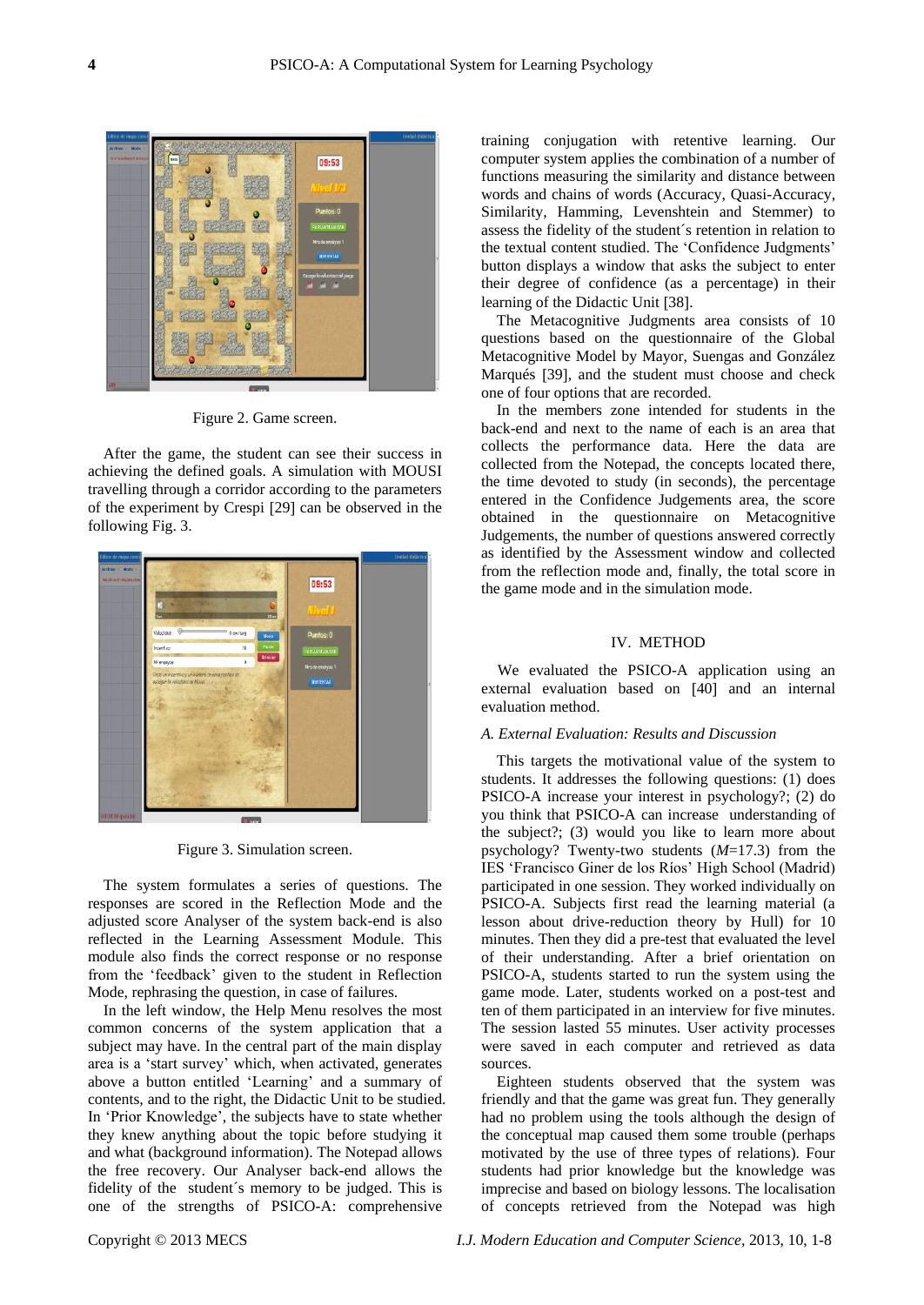Figure 2. Game screen.

After the game, the student can see their success in achieving the defined goals. A simulation with MOUSI travelling through a corridor according to the parameters of the experiment by Crespi [29] can be observed in the following Fig. 3.

Figure 3. Simulation screen.

The system formulates a series of questions. The responses are scored in the Reflection Mode and the adjusted score Analyser of the system back-end is also reflected in the Learning Assessment Module. This module also finds the correct response or no response from the 'feedback' given to the student in Reflection Mode, rephrasing the question, in case of failures.

In the left window, the Help Menu resolves the most common concerns of the system application that a subject may have. In the central part of the main display area is a 'start survey' which, when activated, generates above a button entitled 'Learning' and a summary of contents, and to the right, the Didactic Unit to be studied. In 'Prior Knowledge', the subjects have to state whether they knew anything about the topic before studying it and what (background information). The Notepad allows the free recovery. Our Analyser back-end allows the fidelity of the student´s memory to be judged. This is one of the strengths of PSICO-A: comprehensive training conjugation with retentive learning. Our computer system applies the combination of a number of functions measuring the similarity and distance between words and chains of words (Accuracy, Quasi-Accuracy, Similarity, Hamming, Levenshtein and Stemmer) to assess the fidelity of the student´s retention in relation to the textual content studied. The 'Confidence Judgments' button displays a window that asks the subject to enter their degree of confidence (as a percentage) in their learning of the Didactic Unit [38].

The Metacognitive Judgments area consists of 10 questions based on the questionnaire of the Global Metacognitive Model by Mayor, Suengas and González Marqués [39], and the student must choose and check one of four options that are recorded.

In the members zone intended for students in the back-end and next to the name of each is an area that collects the performance data. Here the data are collected from the Notepad, the concepts located there, the time devoted to study (in seconds), the percentage entered in the Confidence Judgements area, the score obtained in the questionnaire on Metacognitive Judgements, the number of questions answered correctly as identified by the Assessment window and collected from the reflection mode and, finally, the total score in the game mode and in the simulation mode.

## IV. METHOD

We evaluated the PSICO-A application using an external evaluation based on [40] and an internal evaluation method.

### *A. External Evaluation: Results and Discussion*

This targets the motivational value of the system to students. It addresses the following questions: (1) does PSICO-A increase your interest in psychology?; (2) do you think that PSICO-A can increase understanding of the subject?; (3) would you like to learn more about psychology? Twenty-two students ($M$=17.3) from the IES 'Francisco Giner de los Ríos' High School (Madrid) participated in one session. They worked individually on PSICO-A. Subjects first read the learning material (a lesson about drive-reduction theory by Hull) for 10 minutes. Then they did a pre-test that evaluated the level of their understanding. After a brief orientation on PSICO-A, students started to run the system using the game mode. Later, students worked on a post-test and ten of them participated in an interview for five minutes. The session lasted 55 minutes. User activity processes were saved in each computer and retrieved as data sources.

Eighteen students observed that the system was friendly and that the game was great fun. They generally had no problem using the tools although the design of the conceptual map caused them some trouble (perhaps motivated by the use of three types of relations). Four students had prior knowledge but the knowledge was imprecise and based on biology lessons. The localisation of concepts retrieved from the Notepad was high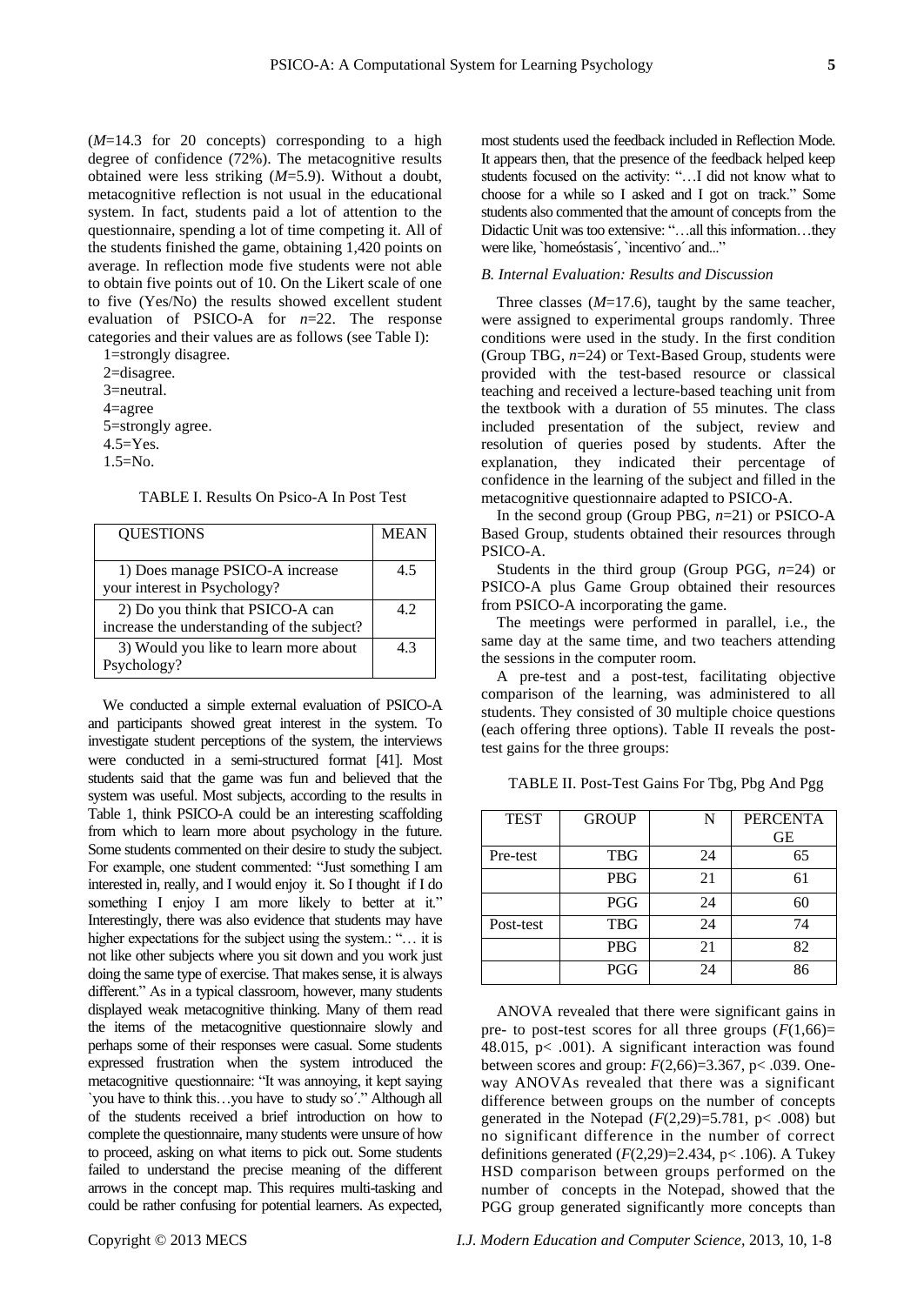($M$=14.3 for 20 concepts) corresponding to a high degree of confidence (72%). The metacognitive results obtained were less striking ($M$=5.9). Without a doubt, metacognitive reflection is not usual in the educational system. In fact, students paid a lot of attention to the questionnaire, spending a lot of time competing it. All of the students finished the game, obtaining 1,420 points on average. In reflection mode five students were not able to obtain five points out of 10. On the Likert scale of one to five (Yes/No) the results showed excellent student evaluation of PSICO-A for $n$=22. The response categories and their values are as follows (see Table I):

1=strongly disagree.
2=disagree.
3=neutral.
4=agree
5=strongly agree.
4.5=Yes.
1.5=No.

TABLE I. Results On Psico-A In Post Test

| QUESTIONS | MEAN |
|---|---|
| 1) Does manage PSICO-A increase your interest in Psychology? | 4.5 |
| 2) Do you think that PSICO-A can increase the understanding of the subject? | 4.2 |
| 3) Would you like to learn more about Psychology? | 4.3 |

We conducted a simple external evaluation of PSICO-A and participants showed great interest in the system. To investigate student perceptions of the system, the interviews were conducted in a semi-structured format [41]. Most students said that the game was fun and believed that the system was useful. Most subjects, according to the results in Table 1, think PSICO-A could be an interesting scaffolding from which to learn more about psychology in the future. Some students commented on their desire to study the subject. For example, one student commented: "Just something I am interested in, really, and I would enjoy it. So I thought if I do something I enjoy I am more likely to better at it." Interestingly, there was also evidence that students may have higher expectations for the subject using the system.: "… it is not like other subjects where you sit down and you work just doing the same type of exercise. That makes sense, it is always different." As in a typical classroom, however, many students displayed weak metacognitive thinking. Many of them read the items of the metacognitive questionnaire slowly and perhaps some of their responses were casual. Some students expressed frustration when the system introduced the metacognitive questionnaire: "It was annoying, it kept saying `you have to think this…you have to study so´." Although all of the students received a brief introduction on how to complete the questionnaire, many students were unsure of how to proceed, asking on what items to pick out. Some students failed to understand the precise meaning of the different arrows in the concept map. This requires multi-tasking and could be rather confusing for potential learners. As expected, most students used the feedback included in Reflection Mode. It appears then, that the presence of the feedback helped keep students focused on the activity: "…I did not know what to choose for a while so I asked and I got on track." Some students also commented that the amount of concepts from the Didactic Unit was too extensive: "…all this information…they were like, `homeóstasis´, `incentivo´ and..."

### B. Internal Evaluation: Results and Discussion

Three classes ($M$=17.6), taught by the same teacher, were assigned to experimental groups randomly. Three conditions were used in the study. In the first condition (Group TBG, $n$=24) or Text-Based Group, students were provided with the test-based resource or classical teaching and received a lecture-based teaching unit from the textbook with a duration of 55 minutes. The class included presentation of the subject, review and resolution of queries posed by students. After the explanation, they indicated their percentage of confidence in the learning of the subject and filled in the metacognitive questionnaire adapted to PSICO-A.

In the second group (Group PBG, $n$=21) or PSICO-A Based Group, students obtained their resources through PSICO-A.

Students in the third group (Group PGG, $n$=24) or PSICO-A plus Game Group obtained their resources from PSICO-A incorporating the game.

The meetings were performed in parallel, i.e., the same day at the same time, and two teachers attending the sessions in the computer room.

A pre-test and a post-test, facilitating objective comparison of the learning, was administered to all students. They consisted of 30 multiple choice questions (each offering three options). Table II reveals the post-test gains for the three groups:

TABLE II. Post-Test Gains For Tbg, Pbg And Pgg

| TEST | GROUP | N | PERCENTAGE |
|---|---|---|---|
| Pre-test | TBG | 24 | 65 |
| | PBG | 21 | 61 |
| | PGG | 24 | 60 |
| Post-test | TBG | 24 | 74 |
| | PBG | 21 | 82 |
| | PGG | 24 | 86 |

ANOVA revealed that there were significant gains in pre- to post-test scores for all three groups ($F(1,66)$= 48.015, $p< .001$). A significant interaction was found between scores and group: $F(2,66)$=3.367, $p< .039$. One-way ANOVAs revealed that there was a significant difference between groups on the number of concepts generated in the Notepad ($F(2,29)$=5.781, $p< .008$) but no significant difference in the number of correct definitions generated ($F(2,29)$=2.434, $p< .106$). A Tukey HSD comparison between groups performed on the number of concepts in the Notepad, showed that the PGG group generated significantly more concepts than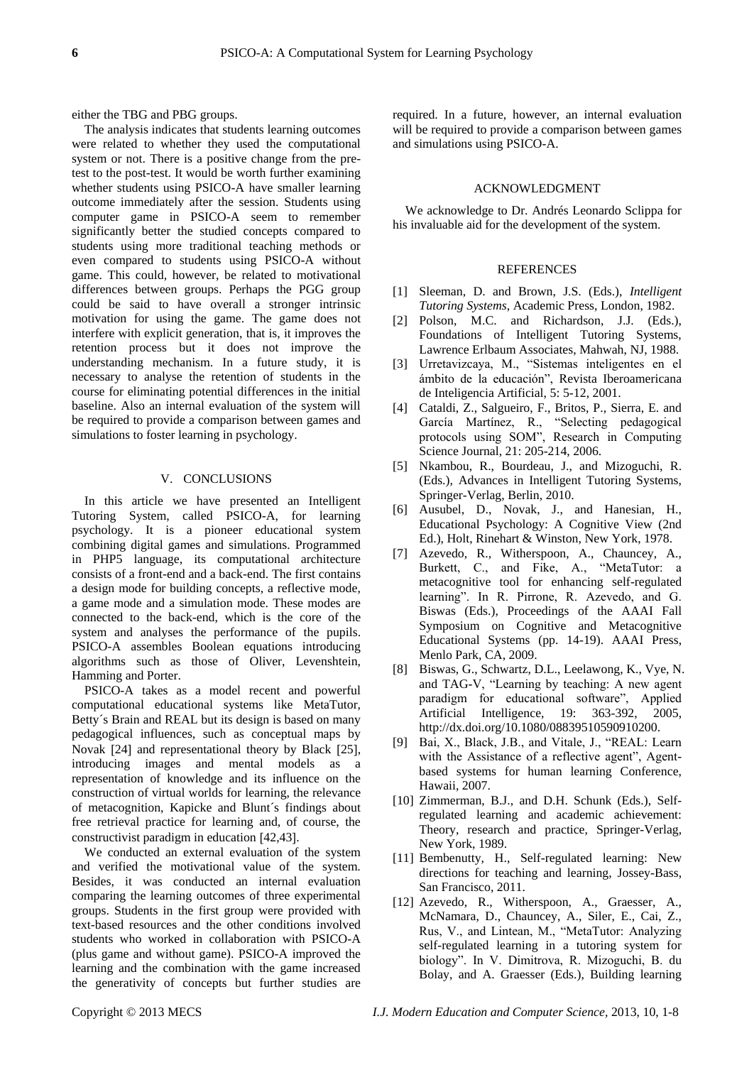either the TBG and PBG groups.

The analysis indicates that students learning outcomes were related to whether they used the computational system or not. There is a positive change from the pre-test to the post-test. It would be worth further examining whether students using PSICO-A have smaller learning outcome immediately after the session. Students using computer game in PSICO-A seem to remember significantly better the studied concepts compared to students using more traditional teaching methods or even compared to students using PSICO-A without game. This could, however, be related to motivational differences between groups. Perhaps the PGG group could be said to have overall a stronger intrinsic motivation for using the game. The game does not interfere with explicit generation, that is, it improves the retention process but it does not improve the understanding mechanism. In a future study, it is necessary to analyse the retention of students in the course for eliminating potential differences in the initial baseline. Also an internal evaluation of the system will be required to provide a comparison between games and simulations to foster learning in psychology.

## V. CONCLUSIONS

In this article we have presented an Intelligent Tutoring System, called PSICO-A, for learning psychology. It is a pioneer educational system combining digital games and simulations. Programmed in PHP5 language, its computational architecture consists of a front-end and a back-end. The first contains a design mode for building concepts, a reflective mode, a game mode and a simulation mode. These modes are connected to the back-end, which is the core of the system and analyses the performance of the pupils. PSICO-A assembles Boolean equations introducing algorithms such as those of Oliver, Levenshtein, Hamming and Porter.

PSICO-A takes as a model recent and powerful computational educational systems like MetaTutor, Betty´s Brain and REAL but its design is based on many pedagogical influences, such as conceptual maps by Novak [24] and representational theory by Black [25], introducing images and mental models as a representation of knowledge and its influence on the construction of virtual worlds for learning, the relevance of metacognition, Kapicke and Blunt´s findings about free retrieval practice for learning and, of course, the constructivist paradigm in education [42,43].

We conducted an external evaluation of the system and verified the motivational value of the system. Besides, it was conducted an internal evaluation comparing the learning outcomes of three experimental groups. Students in the first group were provided with text-based resources and the other conditions involved students who worked in collaboration with PSICO-A (plus game and without game). PSICO-A improved the learning and the combination with the game increased the generativity of concepts but further studies are required. In a future, however, an internal evaluation will be required to provide a comparison between games and simulations using PSICO-A.

## ACKNOWLEDGMENT

We acknowledge to Dr. Andrés Leonardo Sclippa for his invaluable aid for the development of the system.

## REFERENCES

[1] Sleeman, D. and Brown, J.S. (Eds.), *Intelligent Tutoring Systems*, Academic Press, London, 1982.

[2] Polson, M.C. and Richardson, J.J. (Eds.), Foundations of Intelligent Tutoring Systems, Lawrence Erlbaum Associates, Mahwah, NJ, 1988.

[3] Urretavizcaya, M., "Sistemas inteligentes en el ámbito de la educación", Revista Iberoamericana de Inteligencia Artificial, 5: 5-12, 2001.

[4] Cataldi, Z., Salgueiro, F., Britos, P., Sierra, E. and García Martínez, R., "Selecting pedagogical protocols using SOM", Research in Computing Science Journal, 21: 205-214, 2006.

[5] Nkambou, R., Bourdeau, J., and Mizoguchi, R. (Eds.), Advances in Intelligent Tutoring Systems, Springer-Verlag, Berlin, 2010.

[6] Ausubel, D., Novak, J., and Hanesian, H., Educational Psychology: A Cognitive View (2nd Ed.), Holt, Rinehart & Winston, New York, 1978.

[7] Azevedo, R., Witherspoon, A., Chauncey, A., Burkett, C., and Fike, A., "MetaTutor: a metacognitive tool for enhancing self-regulated learning". In R. Pirrone, R. Azevedo, and G. Biswas (Eds.), Proceedings of the AAAI Fall Symposium on Cognitive and Metacognitive Educational Systems (pp. 14-19). AAAI Press, Menlo Park, CA, 2009.

[8] Biswas, G., Schwartz, D.L., Leelawong, K., Vye, N. and TAG-V, "Learning by teaching: A new agent paradigm for educational software", Applied Artificial Intelligence, 19: 363-392, 2005, http://dx.doi.org/10.1080/08839510590910200.

[9] Bai, X., Black, J.B., and Vitale, J., "REAL: Learn with the Assistance of a reflective agent", Agent-based systems for human learning Conference, Hawaii, 2007.

[10] Zimmerman, B.J., and D.H. Schunk (Eds.), Self-regulated learning and academic achievement: Theory, research and practice, Springer-Verlag, New York, 1989.

[11] Bembenutty, H., Self-regulated learning: New directions for teaching and learning, Jossey-Bass, San Francisco, 2011.

[12] Azevedo, R., Witherspoon, A., Graesser, A., McNamara, D., Chauncey, A., Siler, E., Cai, Z., Rus, V., and Lintean, M., "MetaTutor: Analyzing self-regulated learning in a tutoring system for biology". In V. Dimitrova, R. Mizoguchi, B. du Bolay, and A. Graesser (Eds.), Building learning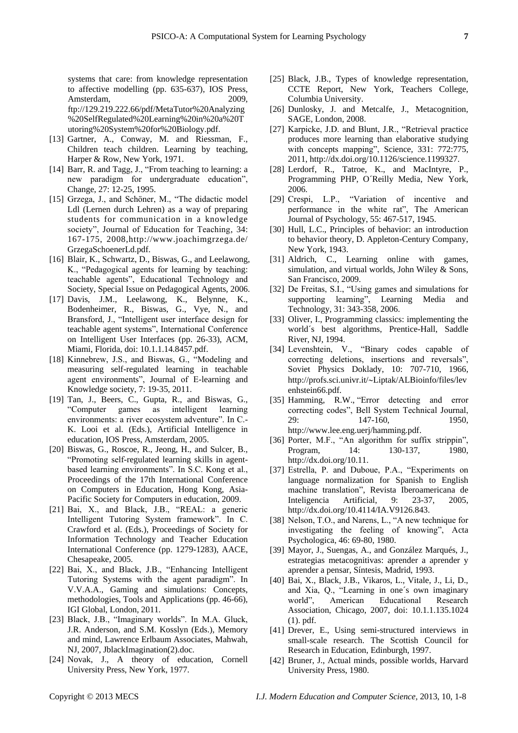systems that care: from knowledge representation to affective modelling (pp. 635-637), IOS Press, Amsterdam, 2009, ftp://129.219.222.66/pdf/MetaTutor%20Analyzing%20SelfRegulated%20Learning%20in%20a%20Tutoring%20System%20for%20Biology.pdf.

[13] Gartner, A., Conway, M. and Riessman, F., Children teach children. Learning by teaching, Harper & Row, New York, 1971.

[14] Barr, R. and Tagg, J., "From teaching to learning: a new paradigm for undergraduate education", Change, 27: 12-25, 1995.

[15] Grzega, J., and Schöner, M., "The didactic model Ldl (Lernen durch Lehren) as a way of preparing students for communication in a knowledge society", Journal of Education for Teaching, 34: 167-175, 2008,http://www.joachimgrzega.de/GrzegaSchoenerLd.pdf.

[16] Blair, K., Schwartz, D., Biswas, G., and Leelawong, K., "Pedagogical agents for learning by teaching: teachable agents", Educational Technology and Society, Special Issue on Pedagogical Agents, 2006.

[17] Davis, J.M., Leelawong, K., Belynne, K., Bodenheimer, R., Biswas, G., Vye, N., and Bransford, J., "Intelligent user interface design for teachable agent systems", International Conference on Intelligent User Interfaces (pp. 26-33), ACM, Miami, Florida, doi: 10.1.1.14.8457.pdf.

[18] Kinnebrew, J.S., and Biswas, G., "Modeling and measuring self-regulated learning in teachable agent environments", Journal of E-learning and Knowledge society, 7: 19-35, 2011.

[19] Tan, J., Beers, C., Gupta, R., and Biswas, G., "Computer games as intelligent learning environments: a river ecosystem adventure". In C.-K. Looi et al. (Eds.), Artificial Intelligence in education, IOS Press, Amsterdam, 2005.

[20] Biswas, G., Roscoe, R., Jeong, H., and Sulcer, B., "Promoting self-regulated learning skills in agent-based learning environments". In S.C. Kong et al., Proceedings of the 17th International Conference on Computers in Education, Hong Kong, Asia-Pacific Society for Computers in education, 2009.

[21] Bai, X., and Black, J.B., "REAL: a generic Intelligent Tutoring System framework". In C. Crawford et al. (Eds.), Proceedings of Society for Information Technology and Teacher Education International Conference (pp. 1279-1283), AACE, Chesapeake, 2005.

[22] Bai, X., and Black, J.B., "Enhancing Intelligent Tutoring Systems with the agent paradigm". In V.V.A.A., Gaming and simulations: Concepts, methodologies, Tools and Applications (pp. 46-66), IGI Global, London, 2011.

[23] Black, J.B., "Imaginary worlds". In M.A. Gluck, J.R. Anderson, and S.M. Kosslyn (Eds.), Memory and mind, Lawrence Erlbaum Associates, Mahwah, NJ, 2007, JblackImagination(2).doc.

[24] Novak, J., A theory of education, Cornell University Press, New York, 1977.

[25] Black, J.B., Types of knowledge representation, CCTE Report, New York, Teachers College, Columbia University.

[26] Dunlosky, J. and Metcalfe, J., Metacognition, SAGE, London, 2008.

[27] Karpicke, J.D. and Blunt, J.R., "Retrieval practice produces more learning than elaborative studying with concepts mapping", Science, 331: 772:775, 2011, http://dx.doi.org/10.1126/science.1199327.

[28] Lerdorf, R., Tatroe, K., and MacIntyre, P., Programming PHP, O´Reilly Media, New York, 2006.

[29] Crespi, L.P., "Variation of incentive and performance in the white rat", The American Journal of Psychology, 55: 467-517, 1945.

[30] Hull, L.C., Principles of behavior: an introduction to behavior theory, D. Appleton-Century Company, New York, 1943.

[31] Aldrich, C., Learning online with games, simulation, and virtual worlds, John Wiley & Sons, San Francisco, 2009.

[32] De Freitas, S.I., "Using games and simulations for supporting learning", Learning Media and Technology, 31: 343-358, 2006.

[33] Oliver, I., Programming classics: implementing the world´s best algorithms, Prentice-Hall, Saddle River, NJ, 1994.

[34] Levenshtein, V., "Binary codes capable of correcting deletions, insertions and reversals", Soviet Physics Doklady, 10: 707-710, 1966, http://profs.sci.univr.it/~Liptak/ALBioinfo/files/levenhstein66.pdf.

[35] Hamming, R.W., "Error detecting and error correcting codes", Bell System Technical Journal, 29: 147-160, 1950, http://www.lee.eng.uerj/hamming.pdf.

[36] Porter, M.F., "An algorithm for suffix strippin", Program, 14: 130-137, 1980, http://dx.doi.org/10.11.

[37] Estrella, P. and Duboue, P.A., "Experiments on language normalization for Spanish to English machine translation", Revista Iberoamericana de Inteligencia Artificial, 9: 23-37, 2005, http://dx.doi.org/10.4114/IA.V9126.843.

[38] Nelson, T.O., and Narens, L., "A new technique for investigating the feeling of knowing", Acta Psychologica, 46: 69-80, 1980.

[39] Mayor, J., Suengas, A., and González Marqués, J., estrategias metacognitivas: aprender a aprender y aprender a pensar, Síntesis, Madrid, 1993.

[40] Bai, X., Black, J.B., Vikaros, L., Vitale, J., Li, D., and Xia, Q., "Learning in one´s own imaginary world", American Educational Research Association, Chicago, 2007, doi: 10.1.1.135.1024 (1). pdf.

[41] Drever, E., Using semi-structured interviews in small-scale research. The Scottish Council for Research in Education, Edinburgh, 1997.

[42] Bruner, J., Actual minds, possible worlds, Harvard University Press, 1980.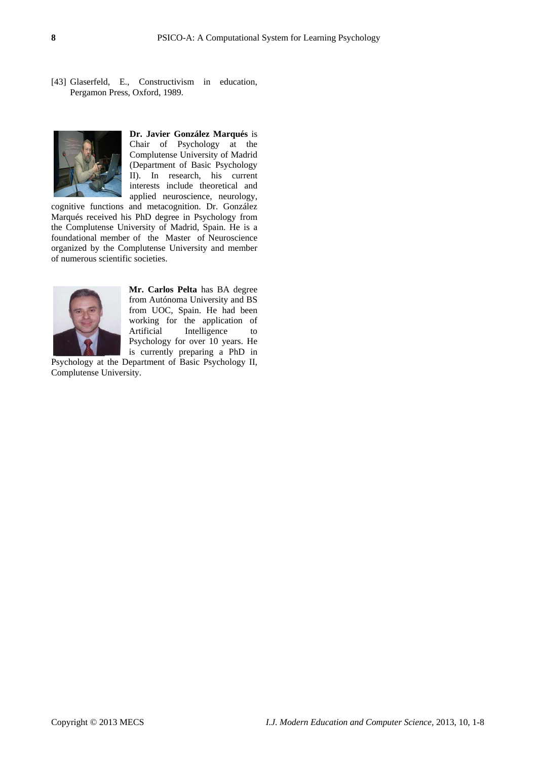[43] Glaserfeld, E., Constructivism in education, Pergamon Press, Oxford, 1989.

**Dr. Javier González Marqués** is Chair of Psychology at the Complutense University of Madrid (Department of Basic Psychology II). In research, his current interests include theoretical and applied neuroscience, neurology, cognitive functions and metacognition. Dr. González Marqués received his PhD degree in Psychology from the Complutense University of Madrid, Spain. He is a foundational member of the Master of Neuroscience organized by the Complutense University and member of numerous scientific societies.

**Mr. Carlos Pelta** has BA degree from Autónoma University and BS from UOC, Spain. He had been working for the application of Artificial Intelligence to Psychology for over 10 years. He is currently preparing a PhD in Psychology at the Department of Basic Psychology II, Complutense University.